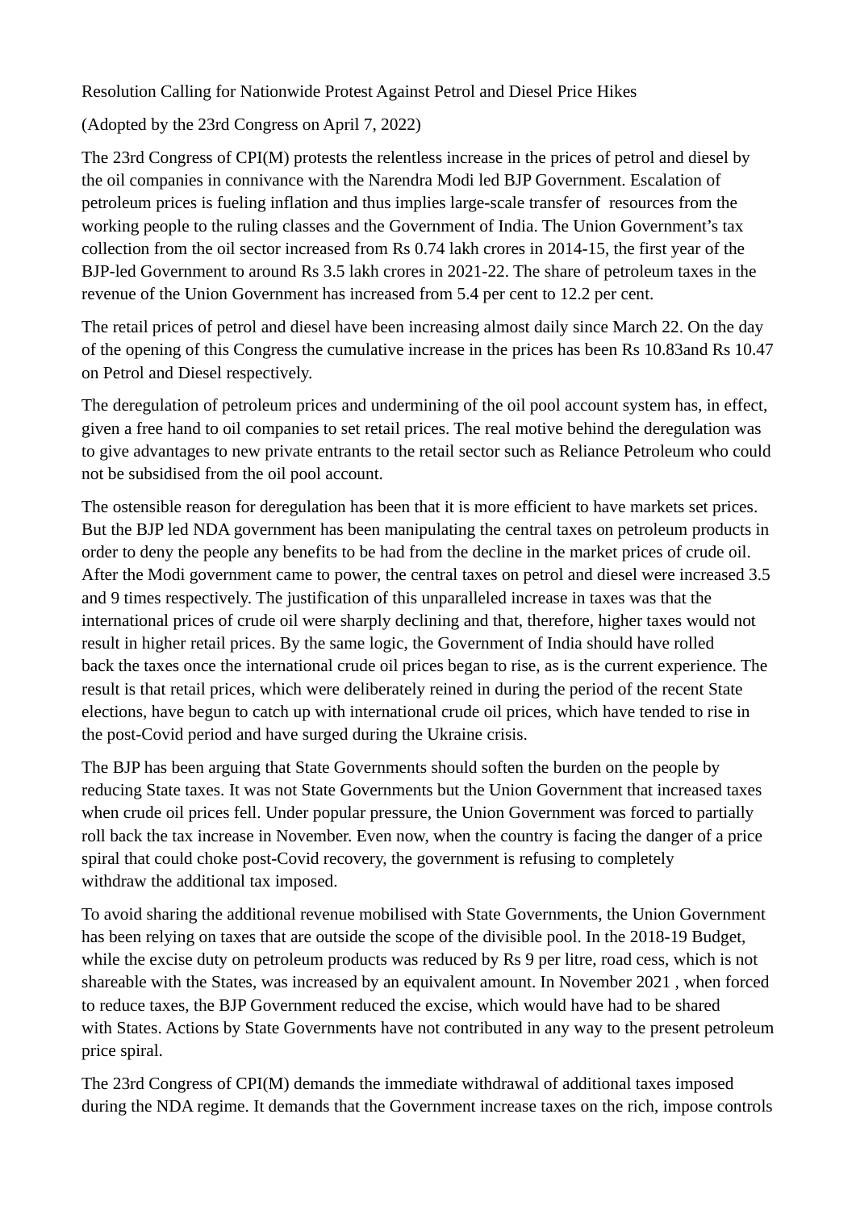# Resolution Calling for Nationwide Protest Against Petrol and Diesel Price Hikes

(Adopted by the 23rd Congress on April 7, 2022)

The 23rd Congress of CPI(M) protests the relentless increase in the prices of petrol and diesel by the oil companies in connivance with the Narendra Modi led BJP Government. Escalation of petroleum prices is fueling inflation and thus implies large-scale transfer of resources from the working people to the ruling classes and the Government of India. The Union Government's tax collection from the oil sector increased from Rs 0.74 lakh crores in 2014-15, the first year of the BJP-led Government to around Rs 3.5 lakh crores in 2021-22. The share of petroleum taxes in the revenue of the Union Government has increased from 5.4 per cent to 12.2 per cent.

The retail prices of petrol and diesel have been increasing almost daily since March 22. On the day of the opening of this Congress the cumulative increase in the prices has been Rs 10.83and Rs 10.47 on Petrol and Diesel respectively.

The deregulation of petroleum prices and undermining of the oil pool account system has, in effect, given a free hand to oil companies to set retail prices. The real motive behind the deregulation was to give advantages to new private entrants to the retail sector such as Reliance Petroleum who could not be subsidised from the oil pool account.

The ostensible reason for deregulation has been that it is more efficient to have markets set prices. But the BJP led NDA government has been manipulating the central taxes on petroleum products in order to deny the people any benefits to be had from the decline in the market prices of crude oil. After the Modi government came to power, the central taxes on petrol and diesel were increased 3.5 and 9 times respectively. The justification of this unparalleled increase in taxes was that the international prices of crude oil were sharply declining and that, therefore, higher taxes would not result in higher retail prices. By the same logic, the Government of India should have rolled back the taxes once the international crude oil prices began to rise, as is the current experience. The result is that retail prices, which were deliberately reined in during the period of the recent State elections, have begun to catch up with international crude oil prices, which have tended to rise in the post-Covid period and have surged during the Ukraine crisis.

The BJP has been arguing that State Governments should soften the burden on the people by reducing State taxes. It was not State Governments but the Union Government that increased taxes when crude oil prices fell. Under popular pressure, the Union Government was forced to partially roll back the tax increase in November. Even now, when the country is facing the danger of a price spiral that could choke post-Covid recovery, the government is refusing to completely withdraw the additional tax imposed.

To avoid sharing the additional revenue mobilised with State Governments, the Union Government has been relying on taxes that are outside the scope of the divisible pool. In the 2018-19 Budget, while the excise duty on petroleum products was reduced by Rs 9 per litre, road cess, which is not shareable with the States, was increased by an equivalent amount. In November 2021 , when forced to reduce taxes, the BJP Government reduced the excise, which would have had to be shared with States. Actions by State Governments have not contributed in any way to the present petroleum price spiral.

The 23rd Congress of CPI(M) demands the immediate withdrawal of additional taxes imposed during the NDA regime. It demands that the Government increase taxes on the rich, impose controls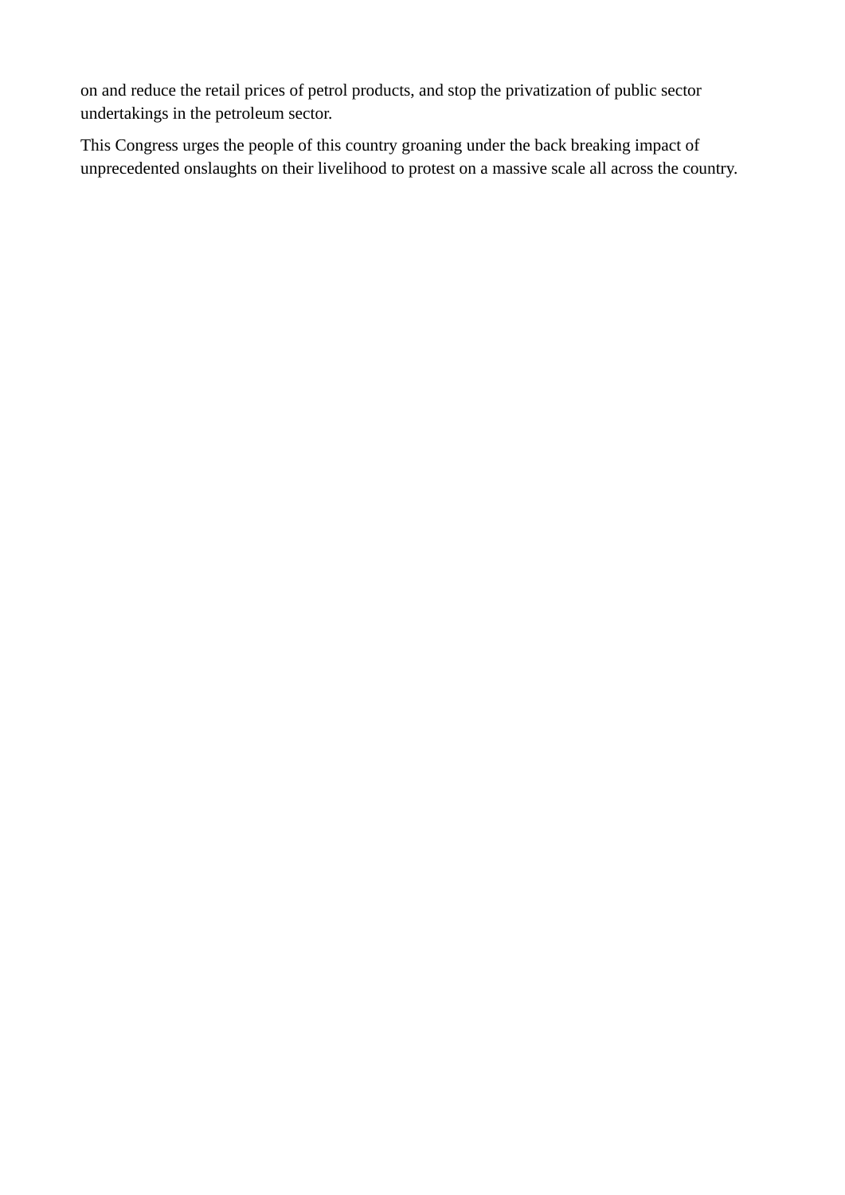on and reduce the retail prices of petrol products, and stop the privatization of public sector undertakings in the petroleum sector.

This Congress urges the people of this country groaning under the back breaking impact of unprecedented onslaughts on their livelihood to protest on a massive scale all across the country.